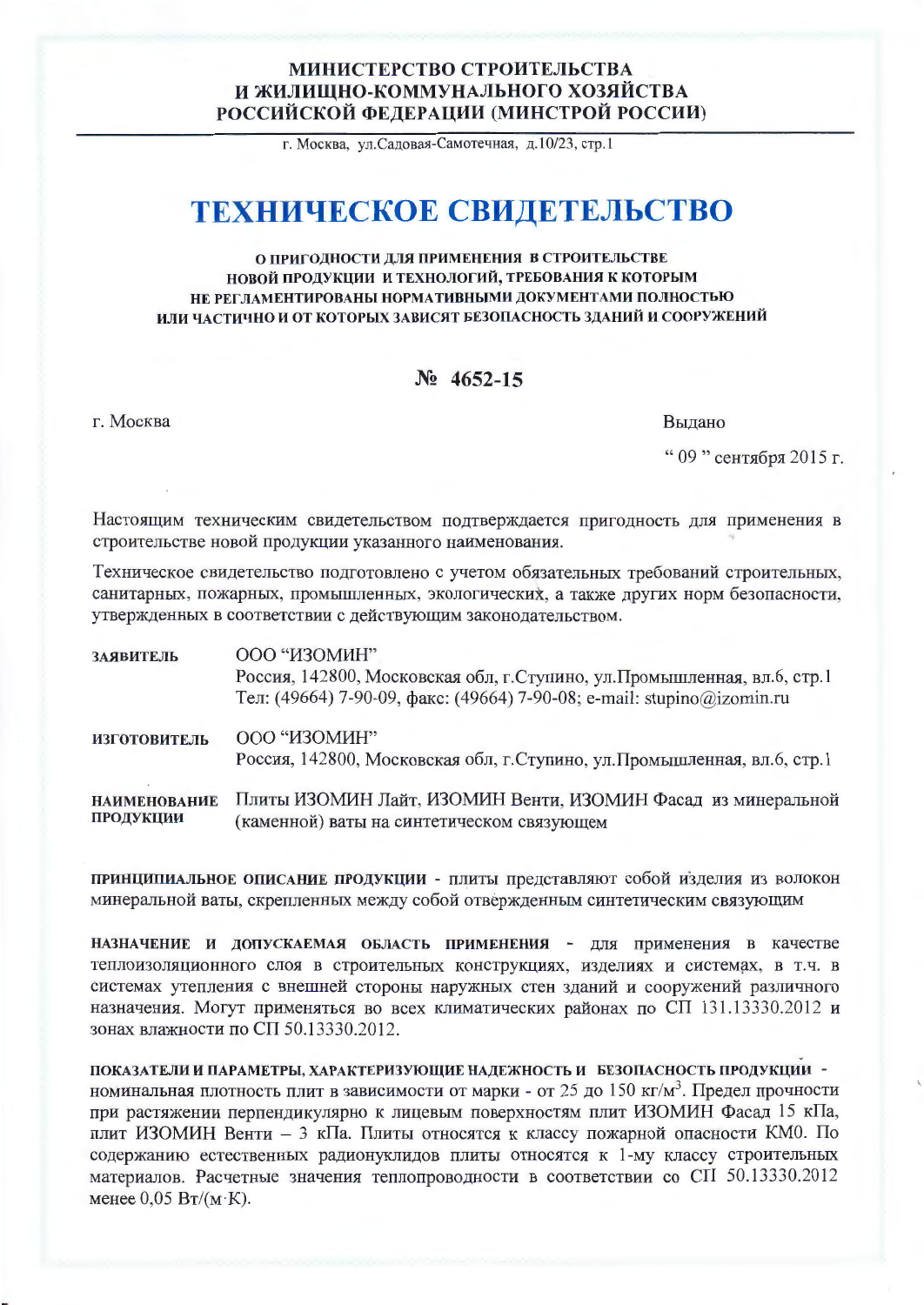**МИНИСТЕРСТВО СТРОИТЕЛЬСТВА И ЖИЛИЩНО-КОММУНАЛЬНОГО ХОЗЯЙСТВА РОССИЙСКОЙ ФЕДЕРАЦИИ (МИНСТРОЙ РОССИИ)**

г. Москва, ул.Садовая-Самотечная, д.10/23, стр.1

# ТЕХНИЧЕСКОЕ СВИДЕТЕЛЬСТВО

**О ПРИГОДНОСТИ ДЛЯ ПРИМЕНЕНИЯ В СТРОИТЕЛЬСТВЕ НОВОЙ ПРОДУКЦИИ И ТЕХНОЛОГИЙ, ТРЕБОВАНИЯ К КОТОРЫМ НЕ РЕГЛАМЕНТИРОВАНЫ НОРМАТИВНЫМИ ДОКУМЕНТАМИ ПОЛНОСТЬЮ ИЛИ ЧАСТИЧНО И ОТ КОТОРЫХ ЗАВИСЯТ БЕЗОПАСНОСТЬ ЗДАНИЙ И СООРУЖЕНИЙ**

## № 4652-15

г. Москва

Выдано

" 09 " сентября 2015 г.

Настоящим техническим свидетельством подтверждается пригодность для применения в строительстве новой продукции указанного наименования.

Техническое свидетельство подготовлено с учетом обязательных требований строительных, санитарных, пожарных, промышленных, экологических, а также других норм безопасности, утвержденных в соответствии с действующим законодательством.

**ЗАЯВИТЕЛЬ**
ООО "ИЗОМИН"
Россия, 142800, Московская обл, г.Ступино, ул.Промышленная, вл.6, стр.1
Тел: (49664) 7-90-09, факс: (49664) 7-90-08; e-mail: stupino@izomin.ru

**ИЗГОТОВИТЕЛЬ**
ООО "ИЗОМИН"
Россия, 142800, Московская обл, г.Ступино, ул.Промышленная, вл.6, стр.1

**НАИМЕНОВАНИЕ ПРОДУКЦИИ**
Плиты ИЗОМИН Лайт, ИЗОМИН Венти, ИЗОМИН Фасад из минеральной (каменной) ваты на синтетическом связующем

**ПРИНЦИПИАЛЬНОЕ ОПИСАНИЕ ПРОДУКЦИИ** - плиты представляют собой изделия из волокон минеральной ваты, скрепленных между собой отвержденным синтетическим связующим

**НАЗНАЧЕНИЕ И ДОПУСКАЕМАЯ ОБЛАСТЬ ПРИМЕНЕНИЯ** - для применения в качестве теплоизоляционного слоя в строительных конструкциях, изделиях и системах, в т.ч. в системах утепления с внешней стороны наружных стен зданий и сооружений различного назначения. Могут применяться во всех климатических районах по СП 131.13330.2012 и зонах влажности по СП 50.13330.2012.

**ПОКАЗАТЕЛИ И ПАРАМЕТРЫ, ХАРАКТЕРИЗУЮЩИЕ НАДЕЖНОСТЬ И БЕЗОПАСНОСТЬ ПРОДУКЦИИ** - номинальная плотность плит в зависимости от марки - от 25 до 150 кг/м$^3$. Предел прочности при растяжении перпендикулярно к лицевым поверхностям плит ИЗОМИН Фасад 15 кПа, плит ИЗОМИН Венти – 3 кПа. Плиты относятся к классу пожарной опасности КМ0. По содержанию естественных радионуклидов плиты относятся к 1-му классу строительных материалов. Расчетные значения теплопроводности в соответствии со СП 50.13330.2012 менее 0,05 Вт/(м·К).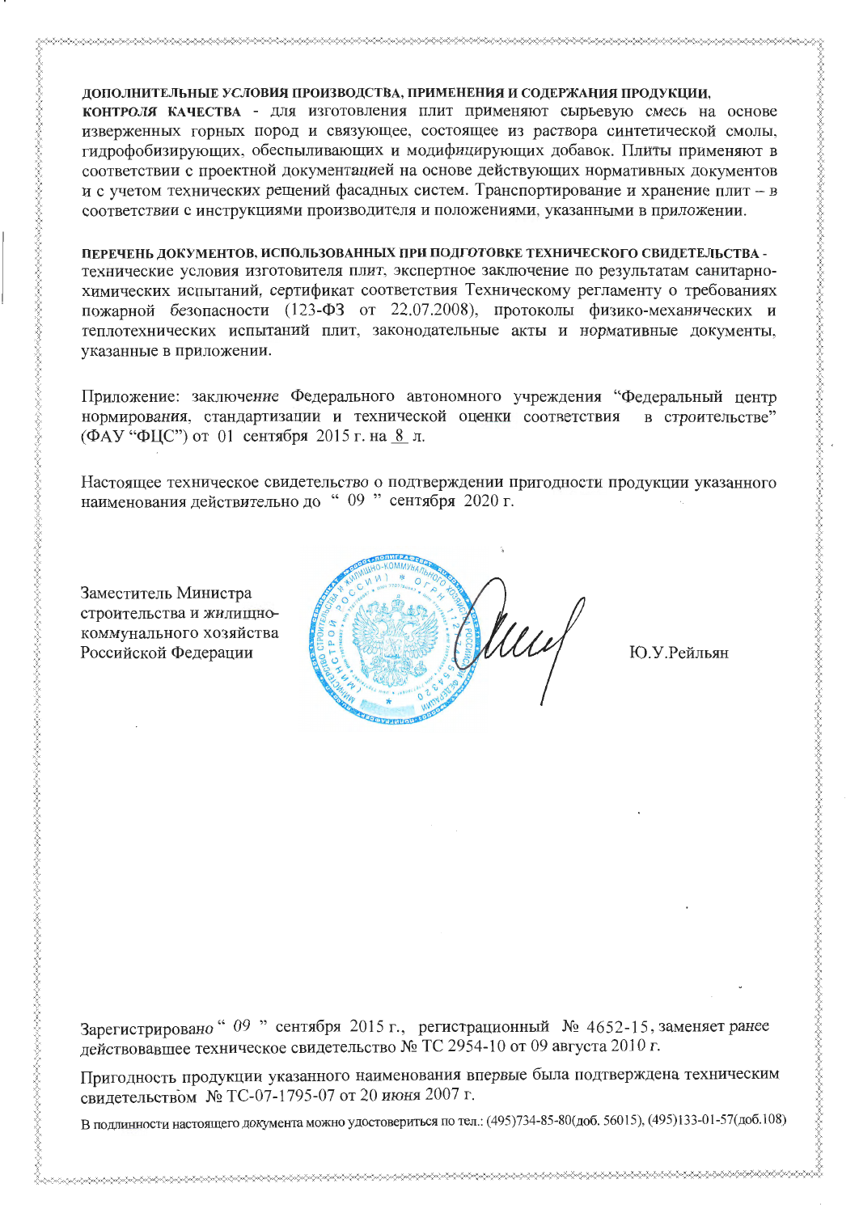**ДОПОЛНИТЕЛЬНЫЕ УСЛОВИЯ ПРОИЗВОДСТВА, ПРИМЕНЕНИЯ И СОДЕРЖАНИЯ ПРОДУКЦИИ, КОНТРОЛЯ КАЧЕСТВА** - для изготовления плит применяют сырьевую смесь на основе изверженных горных пород и связующее, состоящее из раствора синтетической смолы, гидрофобизирующих, обеспыливающих и модифицирующих добавок. Плиты применяют в соответствии с проектной документацией на основе действующих нормативных документов и с учетом технических решений фасадных систем. Транспортирование и хранение плит – в соответствии с инструкциями производителя и положениями, указанными в приложении.

**ПЕРЕЧЕНЬ ДОКУМЕНТОВ, ИСПОЛЬЗОВАННЫХ ПРИ ПОДГОТОВКЕ ТЕХНИЧЕСКОГО СВИДЕТЕЛЬСТВА** - технические условия изготовителя плит, экспертное заключение по результатам санитарно-химических испытаний, сертификат соответствия Техническому регламенту о требованиях пожарной безопасности (123-ФЗ от 22.07.2008), протоколы физико-механических и теплотехнических испытаний плит, законодательные акты и нормативные документы, указанные в приложении.

Приложение: заключение Федерального автономного учреждения "Федеральный центр нормирования, стандартизации и технической оценки соответствия в строительстве" (ФАУ "ФЦС") от 01 сентября 2015 г. на 8 л.

Настоящее техническое свидетельство о подтверждении пригодности продукции указанного наименования действительно до " 09 " сентября 2020 г.

Заместитель Министра строительства и жилищно-коммунального хозяйства Российской Федерации

Ю.У.Рейльян

Зарегистрировано " 09 " сентября 2015 г., регистрационный № 4652-15, заменяет ранее действовавшее техническое свидетельство № ТС 2954-10 от 09 августа 2010 г.

Пригодность продукции указанного наименования впервые была подтверждена техническим свидетельством № ТС-07-1795-07 от 20 июня 2007 г.

В подлинности настоящего документа можно удостовериться по тел.: (495)734-85-80(доб. 56015), (495)133-01-57(доб.108)